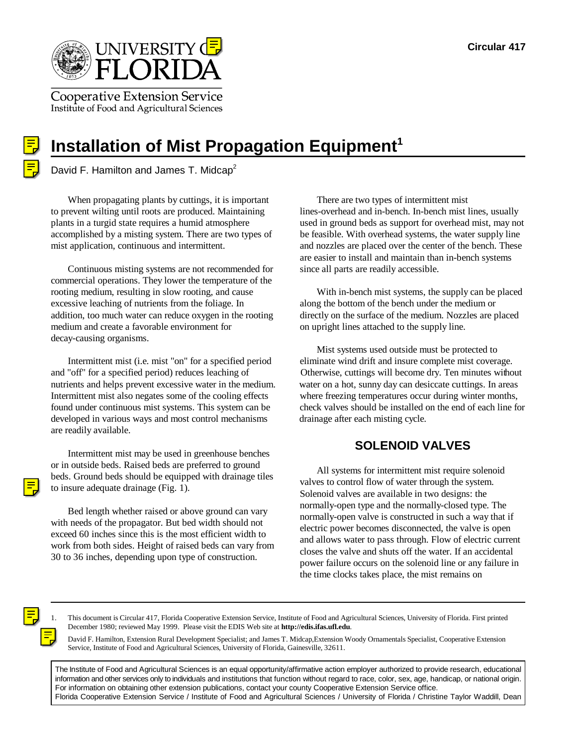Circular 417

University of Florida
Cooperative Extension Service
Institute of Food and Agricultural Sciences

# Installation of Mist Propagation Equipment[1]

David F. Hamilton and James T. Midcap[2]

When propagating plants by cuttings, it is important to prevent wilting until roots are produced. Maintaining plants in a turgid state requires a humid atmosphere accomplished by a misting system. There are two types of mist application, continuous and intermittent.

Continuous misting systems are not recommended for commercial operations. They lower the temperature of the rooting medium, resulting in slow rooting, and cause excessive leaching of nutrients from the foliage. In addition, too much water can reduce oxygen in the rooting medium and create a favorable environment for decay-causing organisms.

Intermittent mist (i.e. mist "on" for a specified period and "off" for a specified period) reduces leaching of nutrients and helps prevent excessive water in the medium. Intermittent mist also negates some of the cooling effects found under continuous mist systems. This system can be developed in various ways and most control mechanisms are readily available.

Intermittent mist may be used in greenhouse benches or in outside beds. Raised beds are preferred to ground beds. Ground beds should be equipped with drainage tiles to insure adequate drainage (Fig. 1).

Bed length whether raised or above ground can vary with needs of the propagator. But bed width should not exceed 60 inches since this is the most efficient width to work from both sides. Height of raised beds can vary from 30 to 36 inches, depending upon type of construction.

There are two types of intermittent mist lines-overhead and in-bench. In-bench mist lines, usually used in ground beds as support for overhead mist, may not be feasible. With overhead systems, the water supply line and nozzles are placed over the center of the bench. These are easier to install and maintain than in-bench systems since all parts are readily accessible.

With in-bench mist systems, the supply can be placed along the bottom of the bench under the medium or directly on the surface of the medium. Nozzles are placed on upright lines attached to the supply line.

Mist systems used outside must be protected to eliminate wind drift and insure complete mist coverage. Otherwise, cuttings will become dry. Ten minutes without water on a hot, sunny day can desiccate cuttings. In areas where freezing temperatures occur during winter months, check valves should be installed on the end of each line for drainage after each misting cycle.

## SOLENOID VALVES

All systems for intermittent mist require solenoid valves to control flow of water through the system. Solenoid valves are available in two designs: the normally-open type and the normally-closed type. The normally-open valve is constructed in such a way that if electric power becomes disconnected, the valve is open and allows water to pass through. Flow of electric current closes the valve and shuts off the water. If an accidental power failure occurs on the solenoid line or any failure in the time clocks takes place, the mist remains on

---

1. This document is Circular 417, Florida Cooperative Extension Service, Institute of Food and Agricultural Sciences, University of Florida. First printed December 1980; reviewed May 1999. Please visit the EDIS Web site at **http://edis.ifas.ufl.edu**.

2. David F. Hamilton, Extension Rural Development Specialist; and James T. Midcap,Extension Woody Ornamentals Specialist, Cooperative Extension Service, Institute of Food and Agricultural Sciences, University of Florida, Gainesville, 32611.

The Institute of Food and Agricultural Sciences is an equal opportunity/affirmative action employer authorized to provide research, educational information and other services only to individuals and institutions that function without regard to race, color, sex, age, handicap, or national origin. For information on obtaining other extension publications, contact your county Cooperative Extension Service office.
Florida Cooperative Extension Service / Institute of Food and Agricultural Sciences / University of Florida / Christine Taylor Waddill, Dean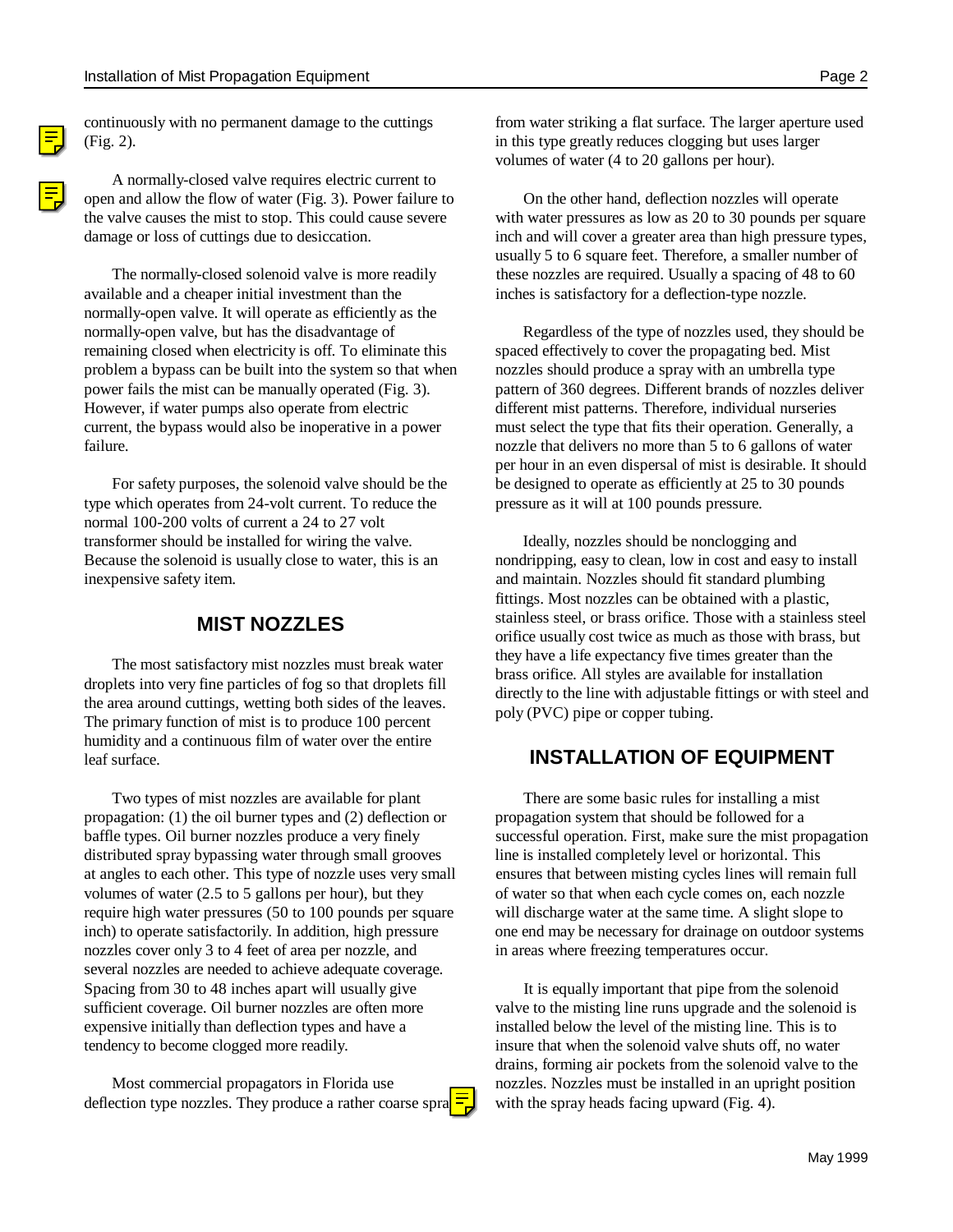continuously with no permanent damage to the cuttings (Fig. 2).

A normally-closed valve requires electric current to open and allow the flow of water (Fig. 3). Power failure to the valve causes the mist to stop. This could cause severe damage or loss of cuttings due to desiccation.

The normally-closed solenoid valve is more readily available and a cheaper initial investment than the normally-open valve. It will operate as efficiently as the normally-open valve, but has the disadvantage of remaining closed when electricity is off. To eliminate this problem a bypass can be built into the system so that when power fails the mist can be manually operated (Fig. 3). However, if water pumps also operate from electric current, the bypass would also be inoperative in a power failure.

For safety purposes, the solenoid valve should be the type which operates from 24-volt current. To reduce the normal 100-200 volts of current a 24 to 27 volt transformer should be installed for wiring the valve. Because the solenoid is usually close to water, this is an inexpensive safety item.

## MIST NOZZLES

The most satisfactory mist nozzles must break water droplets into very fine particles of fog so that droplets fill the area around cuttings, wetting both sides of the leaves. The primary function of mist is to produce 100 percent humidity and a continuous film of water over the entire leaf surface.

Two types of mist nozzles are available for plant propagation: (1) the oil burner types and (2) deflection or baffle types. Oil burner nozzles produce a very finely distributed spray bypassing water through small grooves at angles to each other. This type of nozzle uses very small volumes of water (2.5 to 5 gallons per hour), but they require high water pressures (50 to 100 pounds per square inch) to operate satisfactorily. In addition, high pressure nozzles cover only 3 to 4 feet of area per nozzle, and several nozzles are needed to achieve adequate coverage. Spacing from 30 to 48 inches apart will usually give sufficient coverage. Oil burner nozzles are often more expensive initially than deflection types and have a tendency to become clogged more readily.

Most commercial propagators in Florida use deflection type nozzles. They produce a rather coarse spray from water striking a flat surface. The larger aperture used in this type greatly reduces clogging but uses larger volumes of water (4 to 20 gallons per hour).

On the other hand, deflection nozzles will operate with water pressures as low as 20 to 30 pounds per square inch and will cover a greater area than high pressure types, usually 5 to 6 square feet. Therefore, a smaller number of these nozzles are required. Usually a spacing of 48 to 60 inches is satisfactory for a deflection-type nozzle.

Regardless of the type of nozzles used, they should be spaced effectively to cover the propagating bed. Mist nozzles should produce a spray with an umbrella type pattern of 360 degrees. Different brands of nozzles deliver different mist patterns. Therefore, individual nurseries must select the type that fits their operation. Generally, a nozzle that delivers no more than 5 to 6 gallons of water per hour in an even dispersal of mist is desirable. It should be designed to operate as efficiently at 25 to 30 pounds pressure as it will at 100 pounds pressure.

Ideally, nozzles should be nonclogging and nondripping, easy to clean, low in cost and easy to install and maintain. Nozzles should fit standard plumbing fittings. Most nozzles can be obtained with a plastic, stainless steel, or brass orifice. Those with a stainless steel orifice usually cost twice as much as those with brass, but they have a life expectancy five times greater than the brass orifice. All styles are available for installation directly to the line with adjustable fittings or with steel and poly (PVC) pipe or copper tubing.

## INSTALLATION OF EQUIPMENT

There are some basic rules for installing a mist propagation system that should be followed for a successful operation. First, make sure the mist propagation line is installed completely level or horizontal. This ensures that between misting cycles lines will remain full of water so that when each cycle comes on, each nozzle will discharge water at the same time. A slight slope to one end may be necessary for drainage on outdoor systems in areas where freezing temperatures occur.

It is equally important that pipe from the solenoid valve to the misting line runs upgrade and the solenoid is installed below the level of the misting line. This is to insure that when the solenoid valve shuts off, no water drains, forming air pockets from the solenoid valve to the nozzles. Nozzles must be installed in an upright position with the spray heads facing upward (Fig. 4).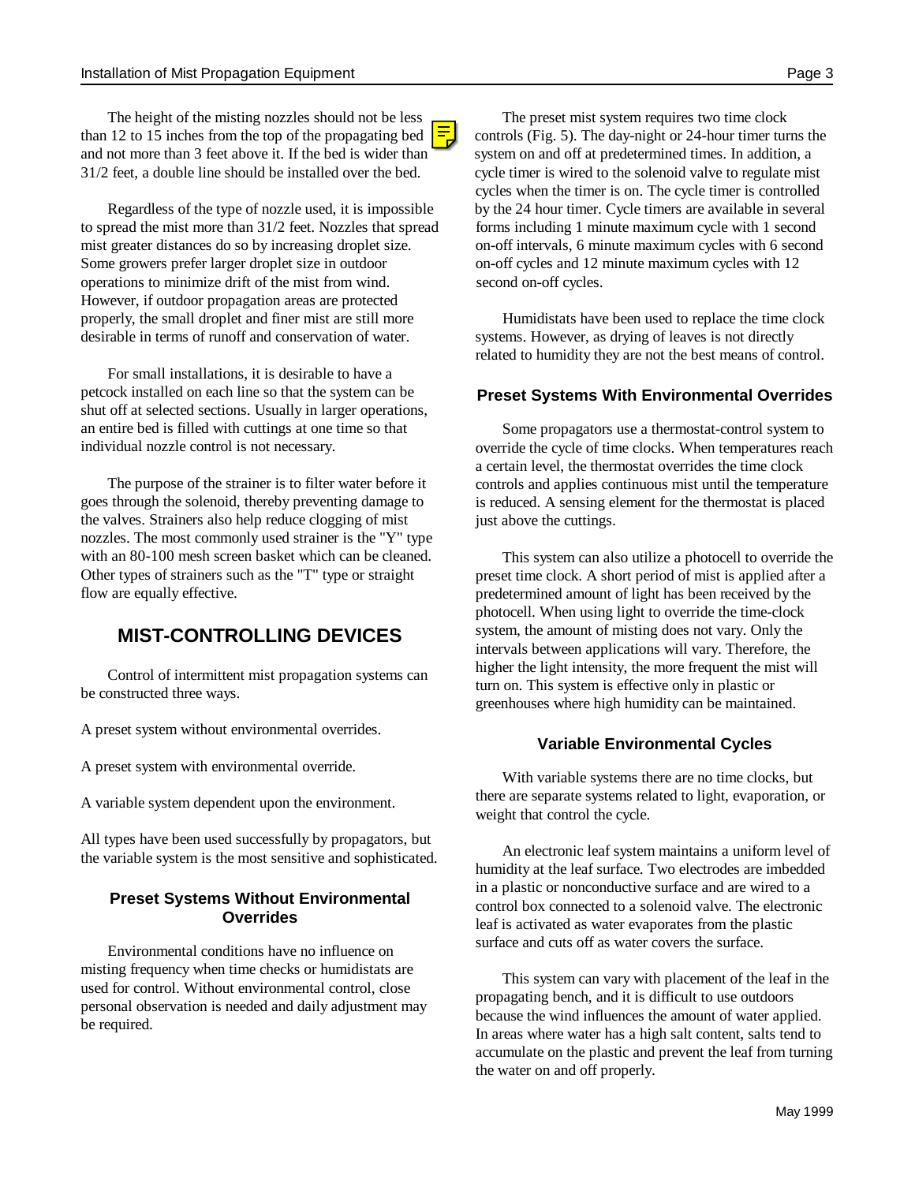The height of the misting nozzles should not be less than 12 to 15 inches from the top of the propagating bed and not more than 3 feet above it. If the bed is wider than 31/2 feet, a double line should be installed over the bed.

Regardless of the type of nozzle used, it is impossible to spread the mist more than 31/2 feet. Nozzles that spread mist greater distances do so by increasing droplet size. Some growers prefer larger droplet size in outdoor operations to minimize drift of the mist from wind. However, if outdoor propagation areas are protected properly, the small droplet and finer mist are still more desirable in terms of runoff and conservation of water.

For small installations, it is desirable to have a petcock installed on each line so that the system can be shut off at selected sections. Usually in larger operations, an entire bed is filled with cuttings at one time so that individual nozzle control is not necessary.

The purpose of the strainer is to filter water before it goes through the solenoid, thereby preventing damage to the valves. Strainers also help reduce clogging of mist nozzles. The most commonly used strainer is the "Y" type with an 80-100 mesh screen basket which can be cleaned. Other types of strainers such as the "T" type or straight flow are equally effective.

## MIST-CONTROLLING DEVICES

Control of intermittent mist propagation systems can be constructed three ways.

A preset system without environmental overrides.

A preset system with environmental override.

A variable system dependent upon the environment.

All types have been used successfully by propagators, but the variable system is the most sensitive and sophisticated.

### Preset Systems Without Environmental Overrides

Environmental conditions have no influence on misting frequency when time checks or humidistats are used for control. Without environmental control, close personal observation is needed and daily adjustment may be required.

The preset mist system requires two time clock controls (Fig. 5). The day-night or 24-hour timer turns the system on and off at predetermined times. In addition, a cycle timer is wired to the solenoid valve to regulate mist cycles when the timer is on. The cycle timer is controlled by the 24 hour timer. Cycle timers are available in several forms including 1 minute maximum cycle with 1 second on-off intervals, 6 minute maximum cycles with 6 second on-off cycles and 12 minute maximum cycles with 12 second on-off cycles.

Humidistats have been used to replace the time clock systems. However, as drying of leaves is not directly related to humidity they are not the best means of control.

### Preset Systems With Environmental Overrides

Some propagators use a thermostat-control system to override the cycle of time clocks. When temperatures reach a certain level, the thermostat overrides the time clock controls and applies continuous mist until the temperature is reduced. A sensing element for the thermostat is placed just above the cuttings.

This system can also utilize a photocell to override the preset time clock. A short period of mist is applied after a predetermined amount of light has been received by the photocell. When using light to override the time-clock system, the amount of misting does not vary. Only the intervals between applications will vary. Therefore, the higher the light intensity, the more frequent the mist will turn on. This system is effective only in plastic or greenhouses where high humidity can be maintained.

### Variable Environmental Cycles

With variable systems there are no time clocks, but there are separate systems related to light, evaporation, or weight that control the cycle.

An electronic leaf system maintains a uniform level of humidity at the leaf surface. Two electrodes are imbedded in a plastic or nonconductive surface and are wired to a control box connected to a solenoid valve. The electronic leaf is activated as water evaporates from the plastic surface and cuts off as water covers the surface.

This system can vary with placement of the leaf in the propagating bench, and it is difficult to use outdoors because the wind influences the amount of water applied. In areas where water has a high salt content, salts tend to accumulate on the plastic and prevent the leaf from turning the water on and off properly.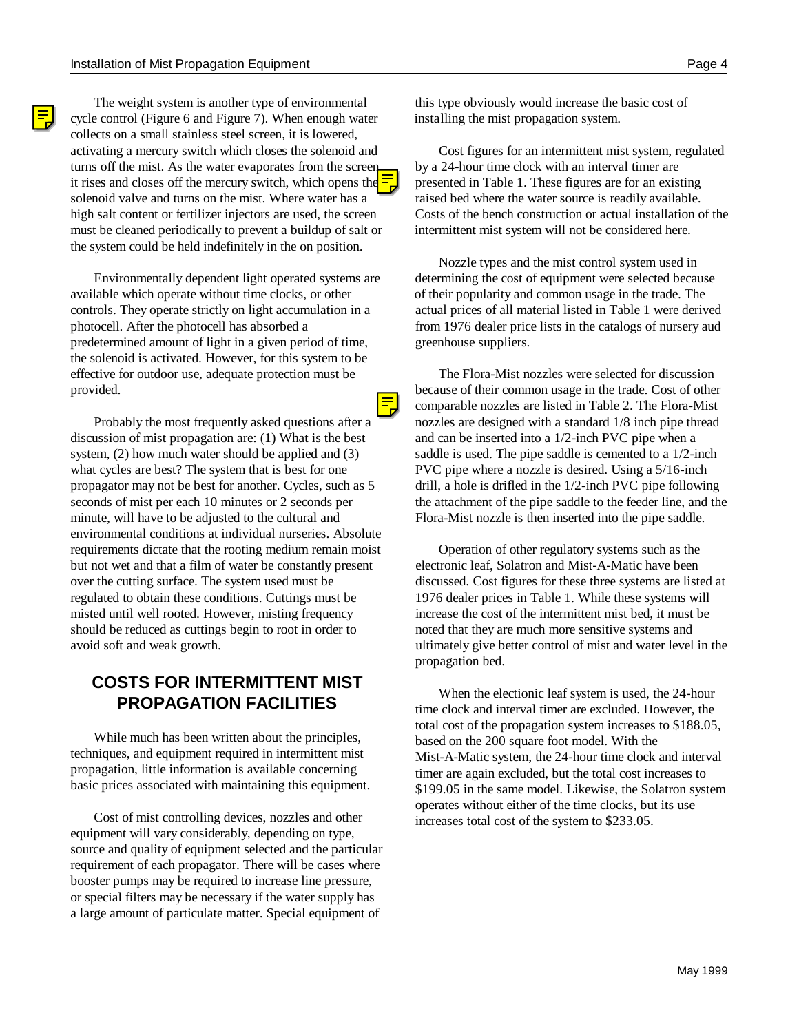The weight system is another type of environmental cycle control (Figure 6 and Figure 7). When enough water collects on a small stainless steel screen, it is lowered, activating a mercury switch which closes the solenoid and turns off the mist. As the water evaporates from the screen it rises and closes off the mercury switch, which opens the solenoid valve and turns on the mist. Where water has a high salt content or fertilizer injectors are used, the screen must be cleaned periodically to prevent a buildup of salt or the system could be held indefinitely in the on position.

Environmentally dependent light operated systems are available which operate without time clocks, or other controls. They operate strictly on light accumulation in a photocell. After the photocell has absorbed a predetermined amount of light in a given period of time, the solenoid is activated. However, for this system to be effective for outdoor use, adequate protection must be provided.

Probably the most frequently asked questions after a discussion of mist propagation are: (1) What is the best system, (2) how much water should be applied and (3) what cycles are best? The system that is best for one propagator may not be best for another. Cycles, such as 5 seconds of mist per each 10 minutes or 2 seconds per minute, will have to be adjusted to the cultural and environmental conditions at individual nurseries. Absolute requirements dictate that the rooting medium remain moist but not wet and that a film of water be constantly present over the cutting surface. The system used must be regulated to obtain these conditions. Cuttings must be misted until well rooted. However, misting frequency should be reduced as cuttings begin to root in order to avoid soft and weak growth.

## COSTS FOR INTERMITTENT MIST PROPAGATION FACILITIES

While much has been written about the principles, techniques, and equipment required in intermittent mist propagation, little information is available concerning basic prices associated with maintaining this equipment.

Cost of mist controlling devices, nozzles and other equipment will vary considerably, depending on type, source and quality of equipment selected and the particular requirement of each propagator. There will be cases where booster pumps may be required to increase line pressure, or special filters may be necessary if the water supply has a large amount of particulate matter. Special equipment of this type obviously would increase the basic cost of installing the mist propagation system.

Cost figures for an intermittent mist system, regulated by a 24-hour time clock with an interval timer are presented in Table 1. These figures are for an existing raised bed where the water source is readily available. Costs of the bench construction or actual installation of the intermittent mist system will not be considered here.

Nozzle types and the mist control system used in determining the cost of equipment were selected because of their popularity and common usage in the trade. The actual prices of all material listed in Table 1 were derived from 1976 dealer price lists in the catalogs of nursery aud greenhouse suppliers.

The Flora-Mist nozzles were selected for discussion because of their common usage in the trade. Cost of other comparable nozzles are listed in Table 2. The Flora-Mist nozzles are designed with a standard 1/8 inch pipe thread and can be inserted into a 1/2-inch PVC pipe when a saddle is used. The pipe saddle is cemented to a 1/2-inch PVC pipe where a nozzle is desired. Using a 5/16-inch drill, a hole is drifled in the 1/2-inch PVC pipe following the attachment of the pipe saddle to the feeder line, and the Flora-Mist nozzle is then inserted into the pipe saddle.

Operation of other regulatory systems such as the electronic leaf, Solatron and Mist-A-Matic have been discussed. Cost figures for these three systems are listed at 1976 dealer prices in Table 1. While these systems will increase the cost of the intermittent mist bed, it must be noted that they are much more sensitive systems and ultimately give better control of mist and water level in the propagation bed.

When the electionic leaf system is used, the 24-hour time clock and interval timer are excluded. However, the total cost of the propagation system increases to $188.05, based on the 200 square foot model. With the Mist-A-Matic system, the 24-hour time clock and interval timer are again excluded, but the total cost increases to $199.05 in the same model. Likewise, the Solatron system operates without either of the time clocks, but its use increases total cost of the system to $233.05.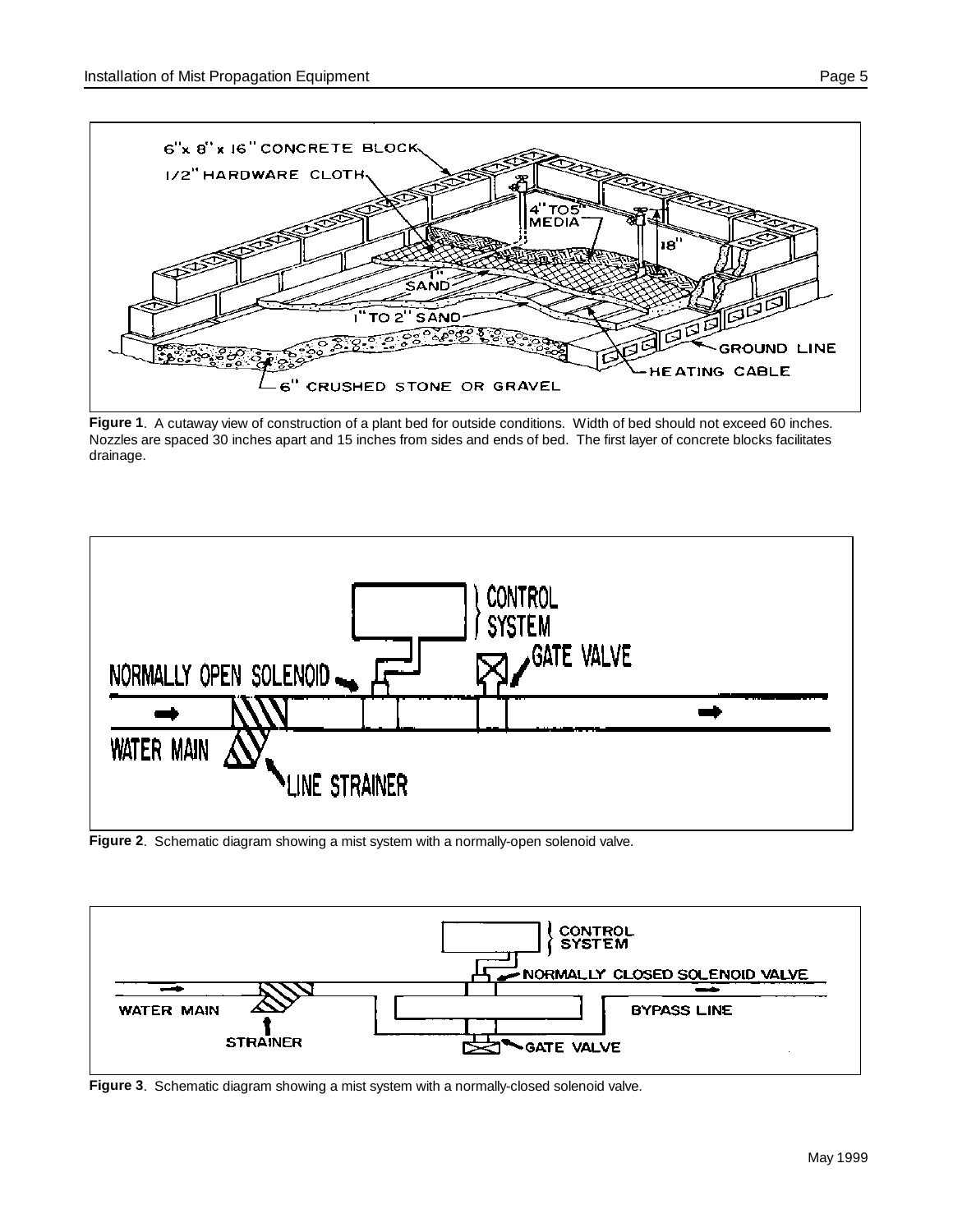**Figure 1**. A cutaway view of construction of a plant bed for outside conditions. Width of bed should not exceed 60 inches. Nozzles are spaced 30 inches apart and 15 inches from sides and ends of bed. The first layer of concrete blocks facilitates drainage.

**Figure 2**. Schematic diagram showing a mist system with a normally-open solenoid valve.

**Figure 3**. Schematic diagram showing a mist system with a normally-closed solenoid valve.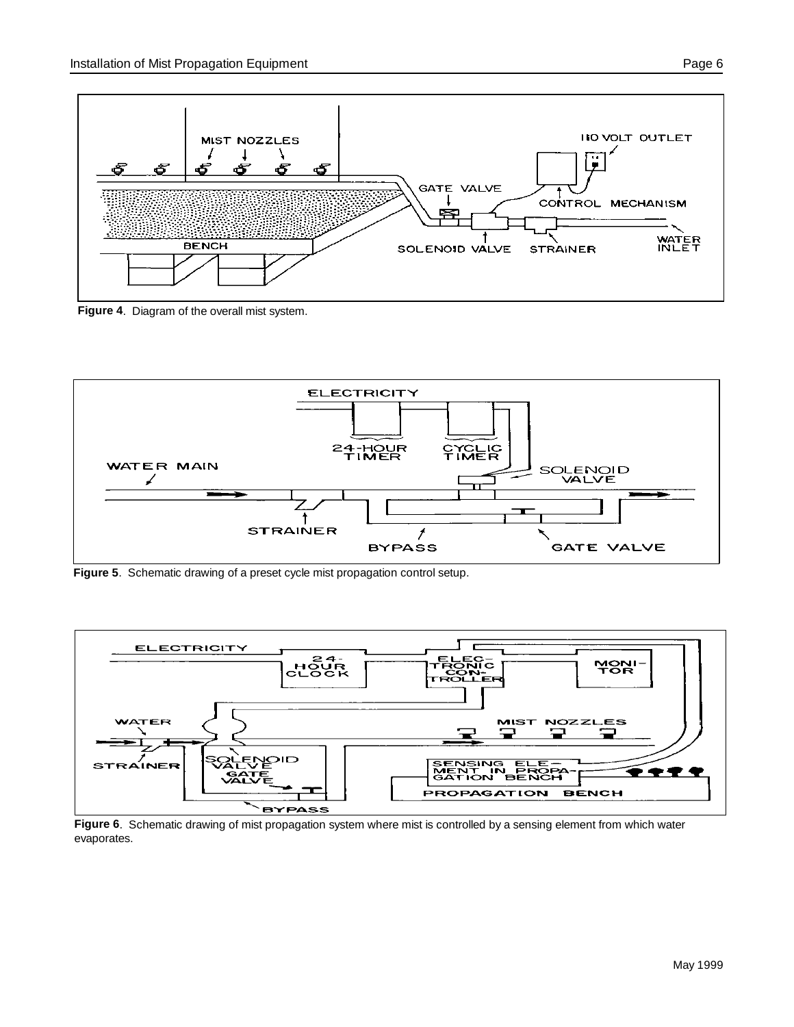Figure 4. Diagram of the overall mist system.

Figure 5. Schematic drawing of a preset cycle mist propagation control setup.

Figure 6. Schematic drawing of mist propagation system where mist is controlled by a sensing element from which water evaporates.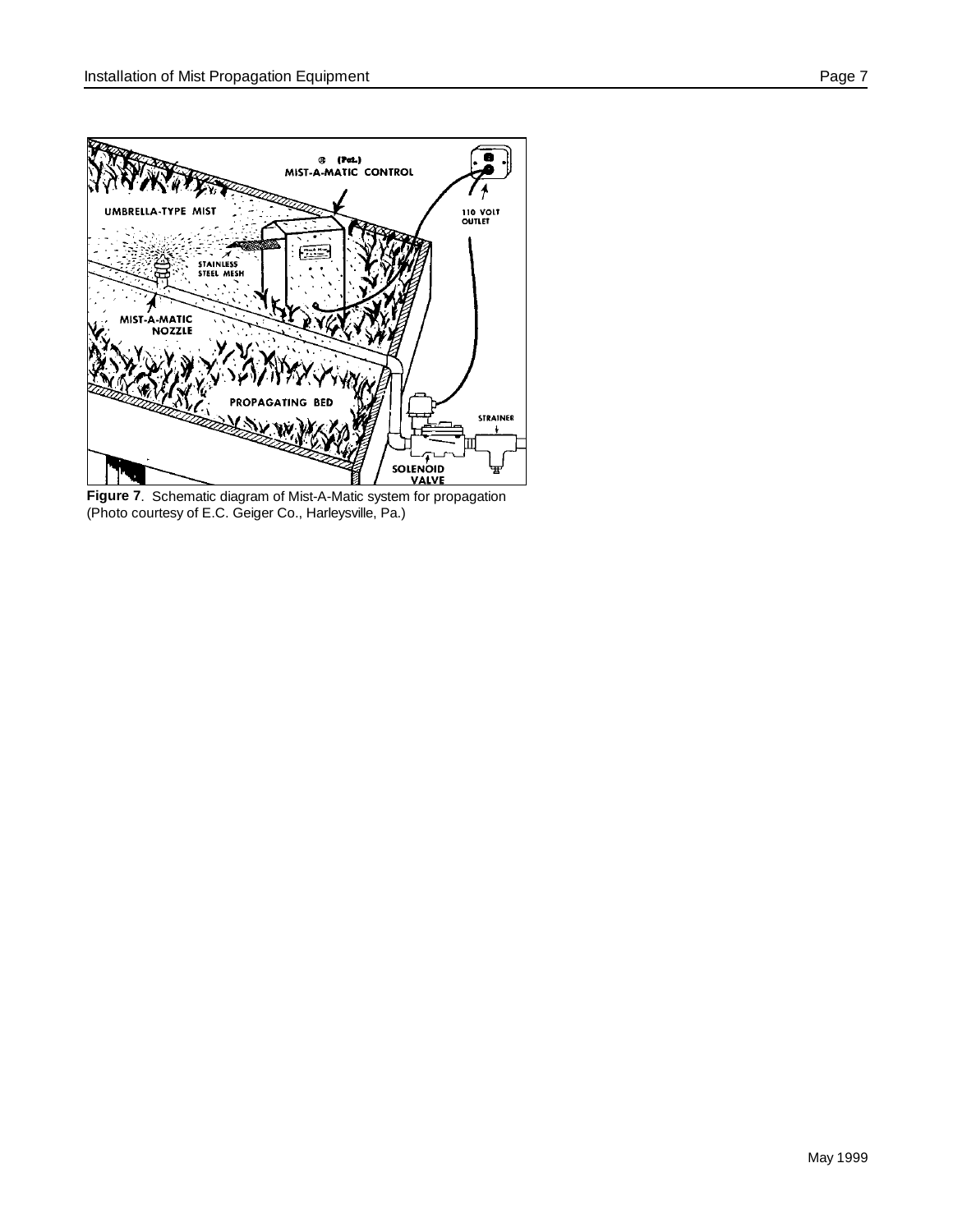**Figure 7**. Schematic diagram of Mist-A-Matic system for propagation (Photo courtesy of E.C. Geiger Co., Harleysville, Pa.)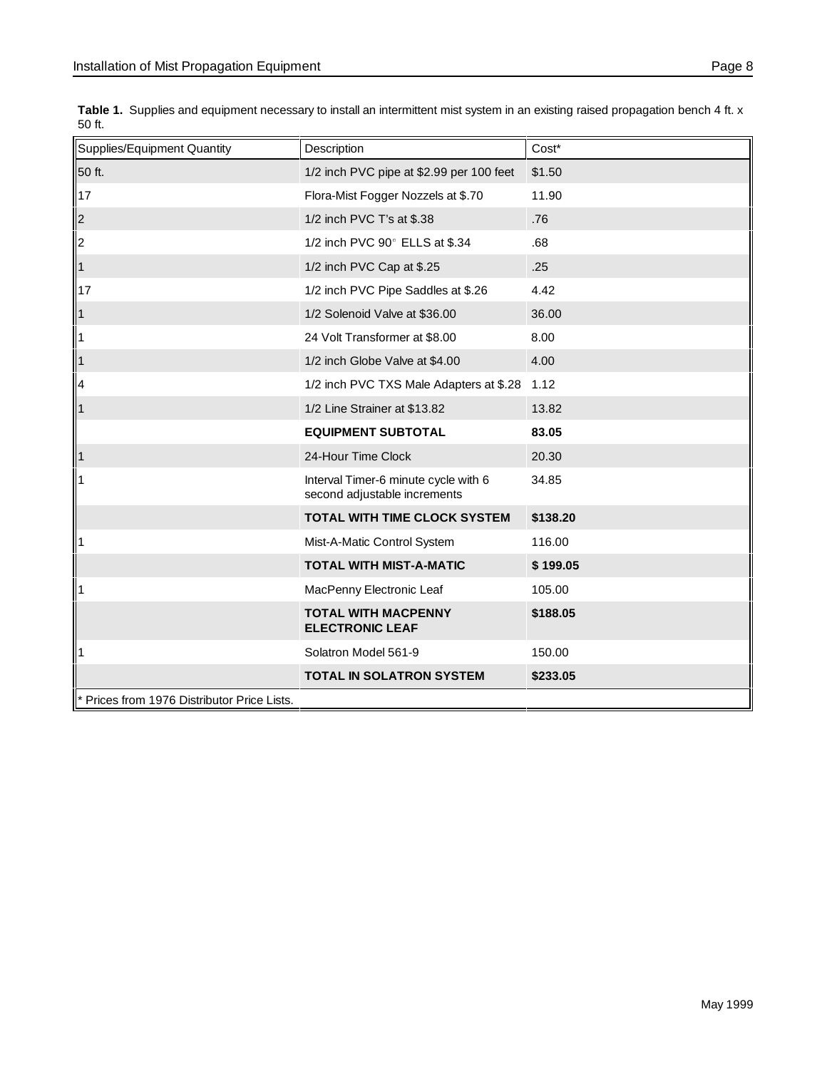**Table 1.** Supplies and equipment necessary to install an intermittent mist system in an existing raised propagation bench 4 ft. x 50 ft.

| Supplies/Equipment Quantity | Description | Cost* |
|---|---|---|
| 50 ft. | 1/2 inch PVC pipe at $2.99 per 100 feet | $1.50 |
| 17 | Flora-Mist Fogger Nozzels at $.70 | 11.90 |
| 2 | 1/2 inch PVC T's at $.38 | .76 |
| 2 | 1/2 inch PVC 90° ELLS at $.34 | .68 |
| 1 | 1/2 inch PVC Cap at $.25 | .25 |
| 17 | 1/2 inch PVC Pipe Saddles at $.26 | 4.42 |
| 1 | 1/2 Solenoid Valve at $36.00 | 36.00 |
| 1 | 24 Volt Transformer at $8.00 | 8.00 |
| 1 | 1/2 inch Globe Valve at $4.00 | 4.00 |
| 4 | 1/2 inch PVC TXS Male Adapters at $.28 | 1.12 |
| 1 | 1/2 Line Strainer at $13.82 | 13.82 |
| | **EQUIPMENT SUBTOTAL** | **83.05** |
| 1 | 24-Hour Time Clock | 20.30 |
| 1 | Interval Timer-6 minute cycle with 6 second adjustable increments | 34.85 |
| | **TOTAL WITH TIME CLOCK SYSTEM** | **$138.20** |
| 1 | Mist-A-Matic Control System | 116.00 |
| | **TOTAL WITH MIST-A-MATIC** | **$ 199.05** |
| 1 | MacPenny Electronic Leaf | 105.00 |
| | **TOTAL WITH MACPENNY ELECTRONIC LEAF** | **$188.05** |
| 1 | Solatron Model 561-9 | 150.00 |
| | **TOTAL IN SOLATRON SYSTEM** | **$233.05** |

* Prices from 1976 Distributor Price Lists.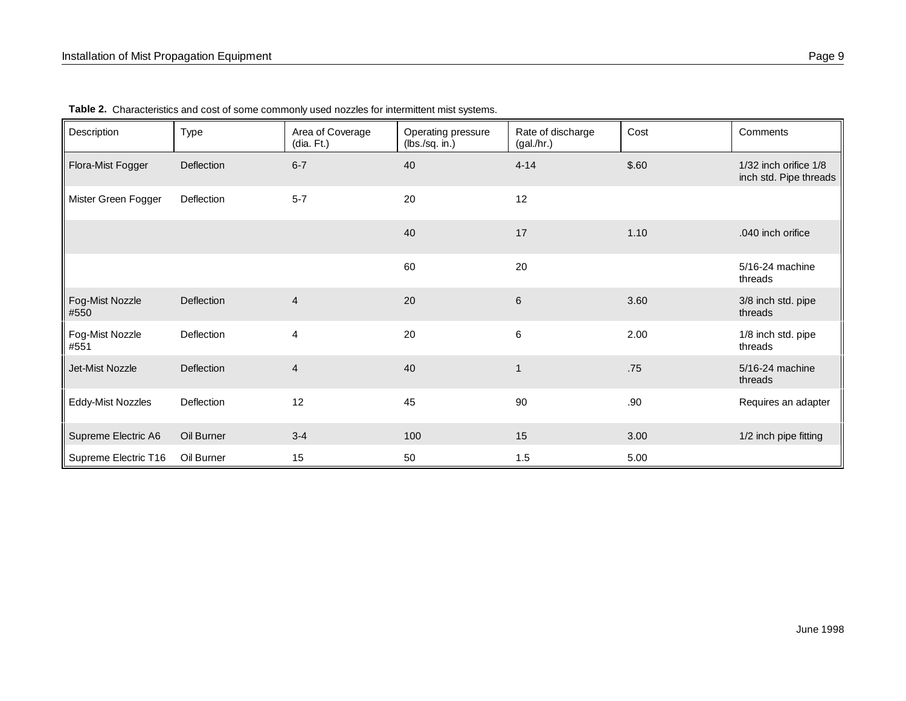**Table 2.** Characteristics and cost of some commonly used nozzles for intermittent mist systems.

| Description | Type | Area of Coverage (dia. Ft.) | Operating pressure (lbs./sq. in.) | Rate of discharge (gal./hr.) | Cost | Comments |
|---|---|---|---|---|---|---|
| Flora-Mist Fogger | Deflection | 6-7 | 40 | 4-14 | $.60 | 1/32 inch orifice 1/8 inch std. Pipe threads |
| Mister Green Fogger | Deflection | 5-7 | 20 | 12 | | |
| | | | 40 | 17 | 1.10 | .040 inch orifice |
| | | | 60 | 20 | | 5/16-24 machine threads |
| Fog-Mist Nozzle #550 | Deflection | 4 | 20 | 6 | 3.60 | 3/8 inch std. pipe threads |
| Fog-Mist Nozzle #551 | Deflection | 4 | 20 | 6 | 2.00 | 1/8 inch std. pipe threads |
| Jet-Mist Nozzle | Deflection | 4 | 40 | 1 | .75 | 5/16-24 machine threads |
| Eddy-Mist Nozzles | Deflection | 12 | 45 | 90 | .90 | Requires an adapter |
| Supreme Electric A6 | Oil Burner | 3-4 | 100 | 15 | 3.00 | 1/2 inch pipe fitting |
| Supreme Electric T16 | Oil Burner | 15 | 50 | 1.5 | 5.00 | |

June 1998